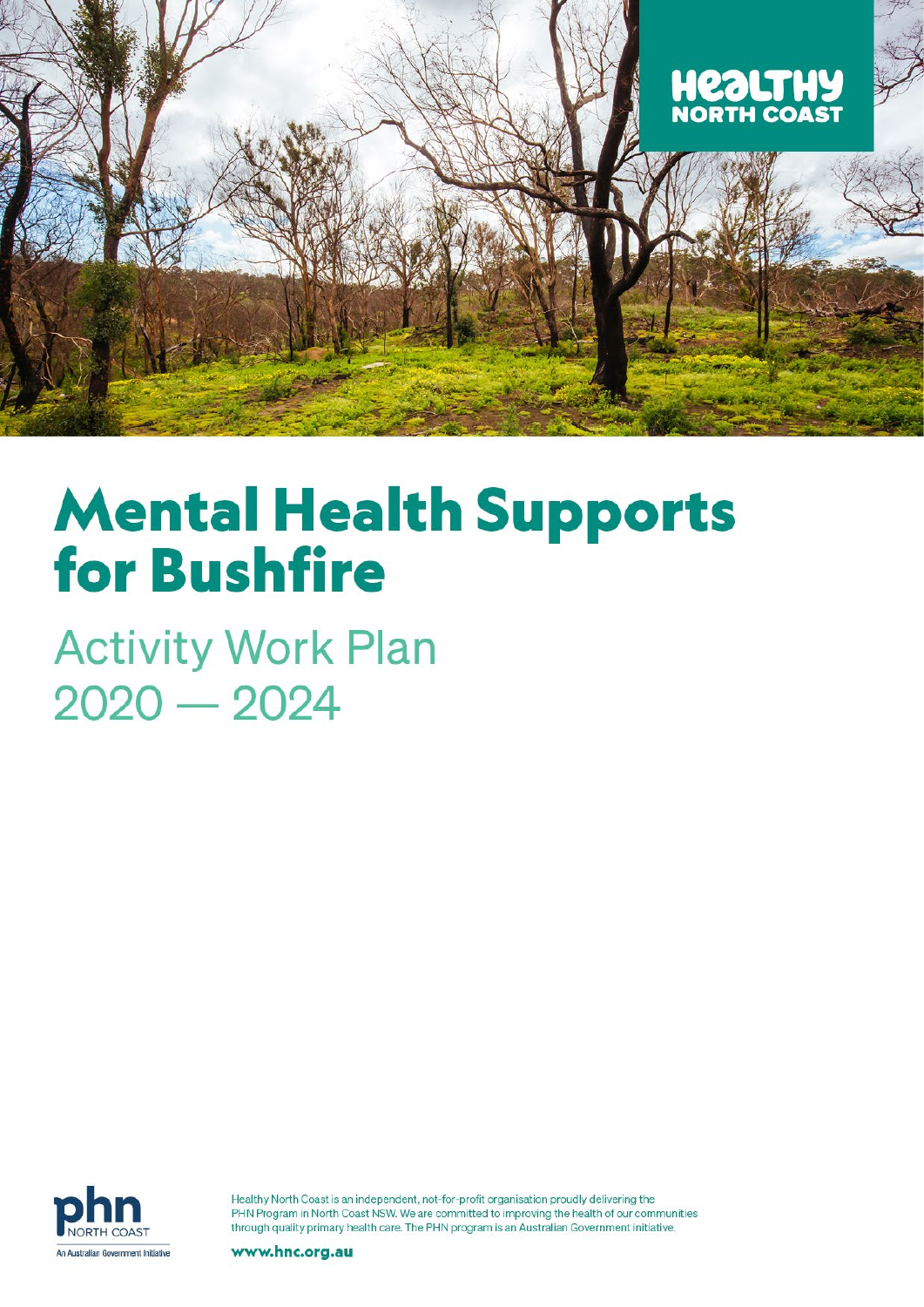HEALTHY NORTH COAST

# Mental Health Supports for Bushfire

## Activity Work Plan 2020 — 2024

phn NORTH COAST

An Australian Government Initiative

Healthy North Coast is an independent, not-for-profit organisation proudly delivering the PHN Program in North Coast NSW. We are committed to improving the health of our communities through quality primary health care. The PHN program is an Australian Government initiative.

www.hnc.org.au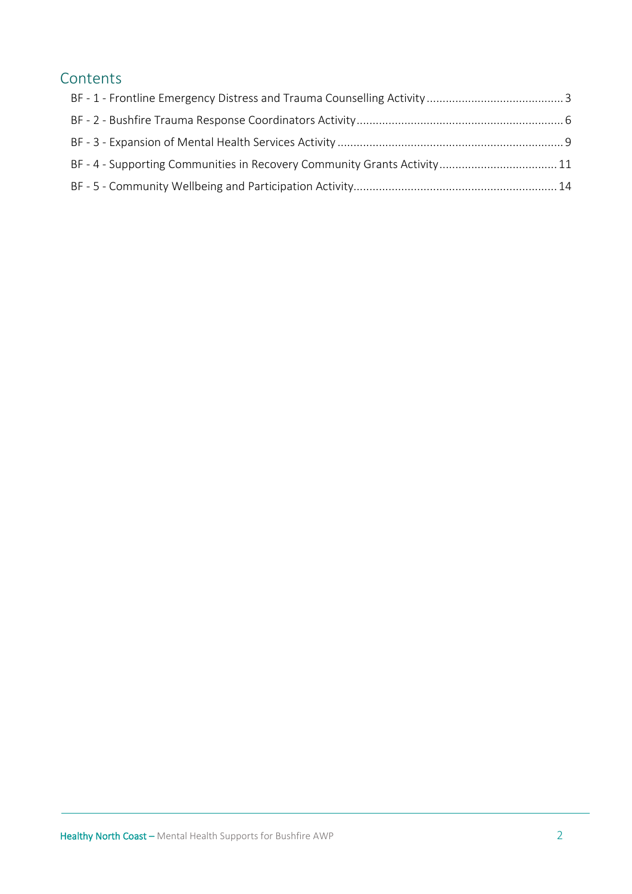## Contents

- BF - 1 - Frontline Emergency Distress and Trauma Counselling Activity ..... 3
- BF - 2 - Bushfire Trauma Response Coordinators Activity ..... 6
- BF - 3 - Expansion of Mental Health Services Activity ..... 9
- BF - 4 - Supporting Communities in Recovery Community Grants Activity ..... 11
- BF - 5 - Community Wellbeing and Participation Activity ..... 14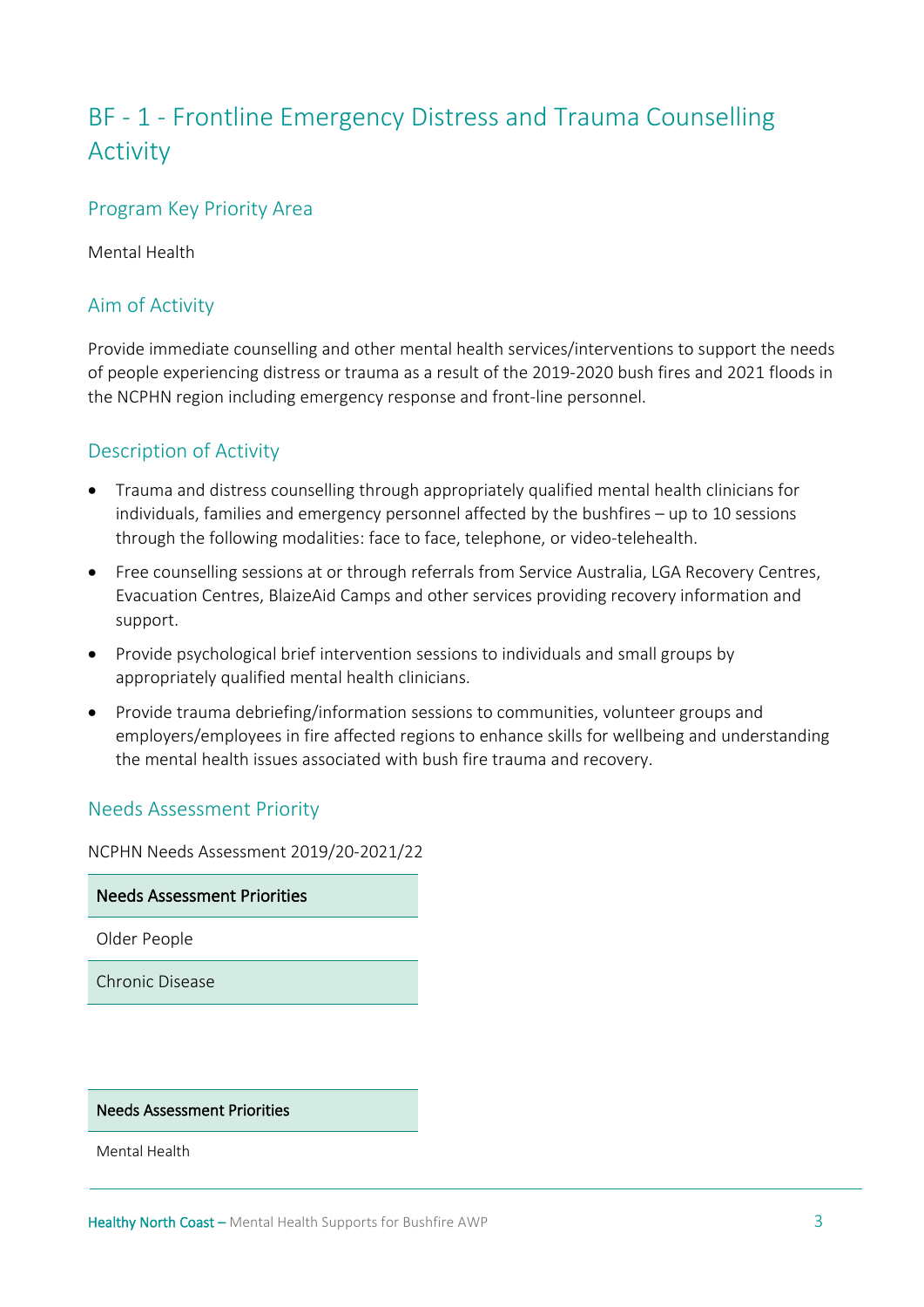# BF - 1 - Frontline Emergency Distress and Trauma Counselling Activity

## Program Key Priority Area

Mental Health

## Aim of Activity

Provide immediate counselling and other mental health services/interventions to support the needs of people experiencing distress or trauma as a result of the 2019-2020 bush fires and 2021 floods in the NCPHN region including emergency response and front-line personnel.

## Description of Activity

- Trauma and distress counselling through appropriately qualified mental health clinicians for individuals, families and emergency personnel affected by the bushfires – up to 10 sessions through the following modalities: face to face, telephone, or video-telehealth.
- Free counselling sessions at or through referrals from Service Australia, LGA Recovery Centres, Evacuation Centres, BlaizeAid Camps and other services providing recovery information and support.
- Provide psychological brief intervention sessions to individuals and small groups by appropriately qualified mental health clinicians.
- Provide trauma debriefing/information sessions to communities, volunteer groups and employers/employees in fire affected regions to enhance skills for wellbeing and understanding the mental health issues associated with bush fire trauma and recovery.

## Needs Assessment Priority

NCPHN Needs Assessment 2019/20-2021/22

| Needs Assessment Priorities |
| --- |
| Older People |
| Chronic Disease |

| Needs Assessment Priorities |
| --- |
| Mental Health |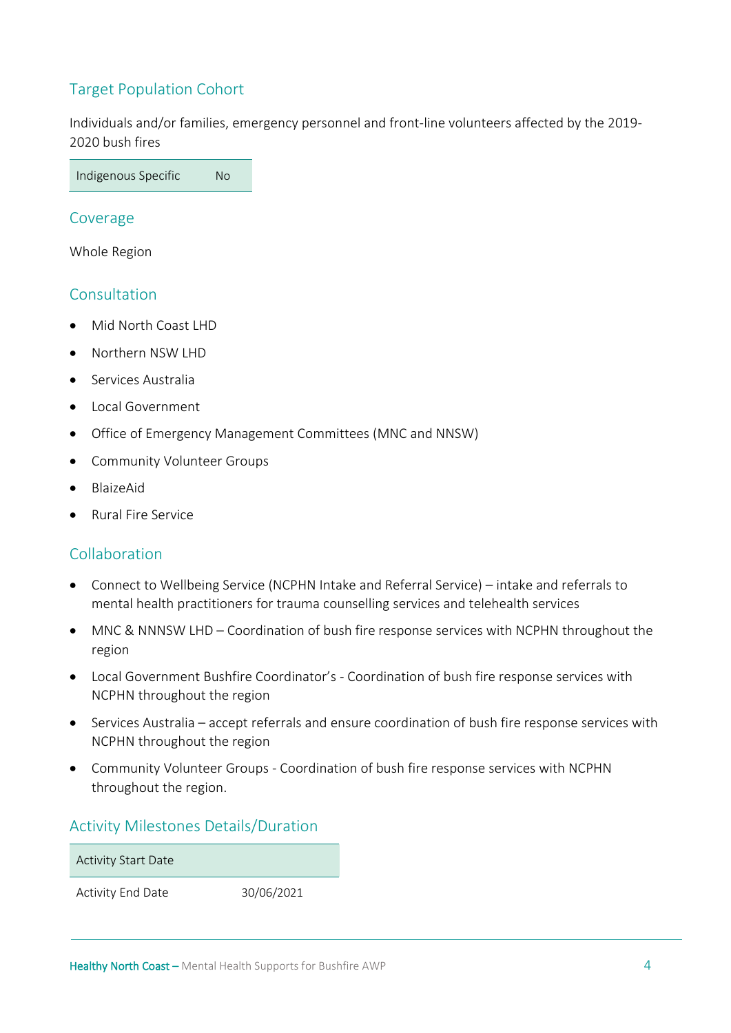## Target Population Cohort

Individuals and/or families, emergency personnel and front-line volunteers affected by the 2019-2020 bush fires

| Indigenous Specific | No |
|---|---|

## Coverage

Whole Region

## Consultation

- Mid North Coast LHD
- Northern NSW LHD
- Services Australia
- Local Government
- Office of Emergency Management Committees (MNC and NNSW)
- Community Volunteer Groups
- BlaizeAid
- Rural Fire Service

## Collaboration

- Connect to Wellbeing Service (NCPHN Intake and Referral Service) – intake and referrals to mental health practitioners for trauma counselling services and telehealth services
- MNC & NNNSW LHD – Coordination of bush fire response services with NCPHN throughout the region
- Local Government Bushfire Coordinator's - Coordination of bush fire response services with NCPHN throughout the region
- Services Australia – accept referrals and ensure coordination of bush fire response services with NCPHN throughout the region
- Community Volunteer Groups - Coordination of bush fire response services with NCPHN throughout the region.

## Activity Milestones Details/Duration

| Activity Start Date | |
|---|---|
| Activity End Date | 30/06/2021 |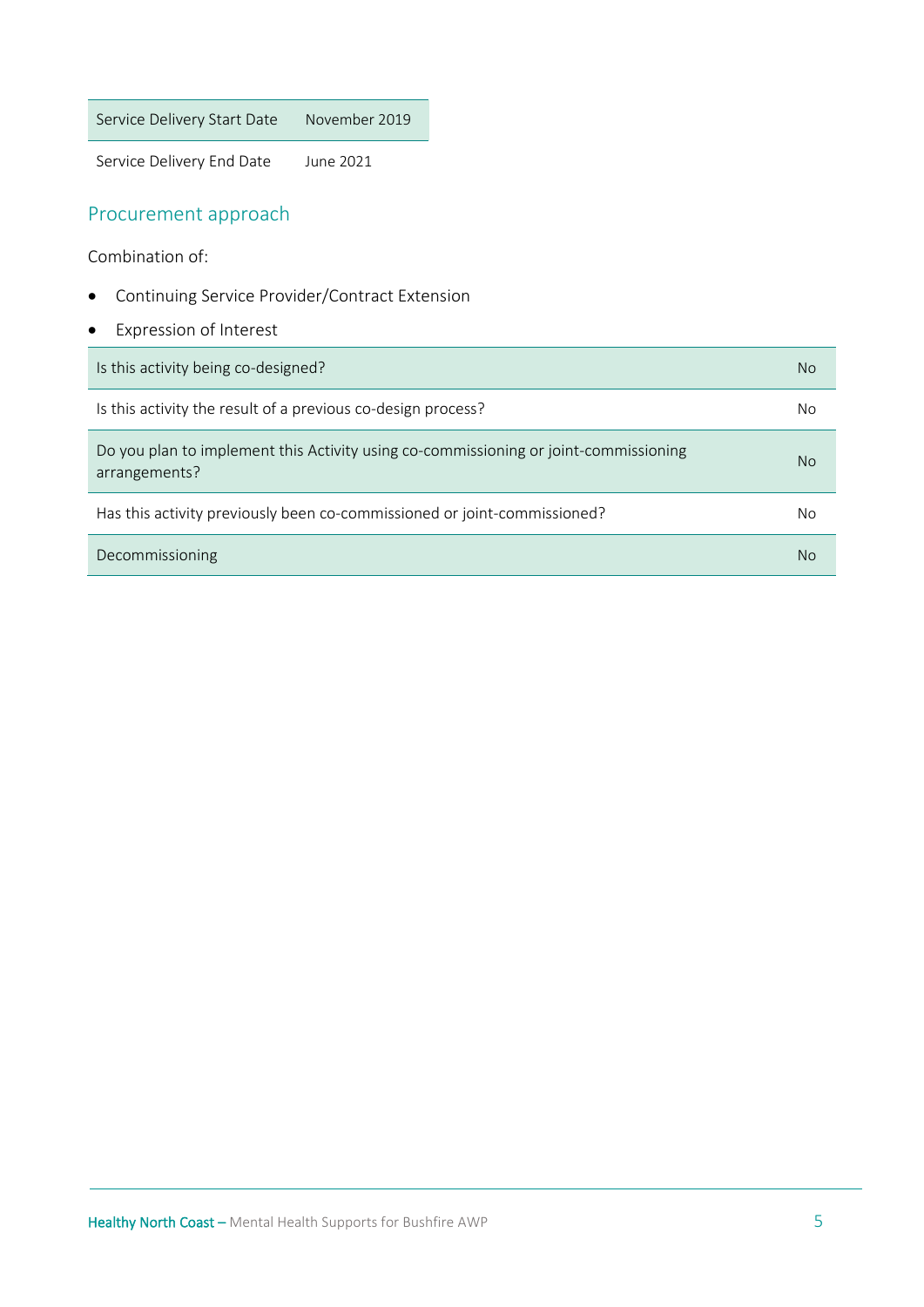| Service Delivery Start Date | November 2019 |
|---|---|
| Service Delivery End Date | June 2021 |

## Procurement approach

Combination of:

- Continuing Service Provider/Contract Extension
- Expression of Interest

| Is this activity being co-designed? | No |
|---|---|
| Is this activity the result of a previous co-design process? | No |
| Do you plan to implement this Activity using co-commissioning or joint-commissioning arrangements? | No |
| Has this activity previously been co-commissioned or joint-commissioned? | No |
| Decommissioning | No |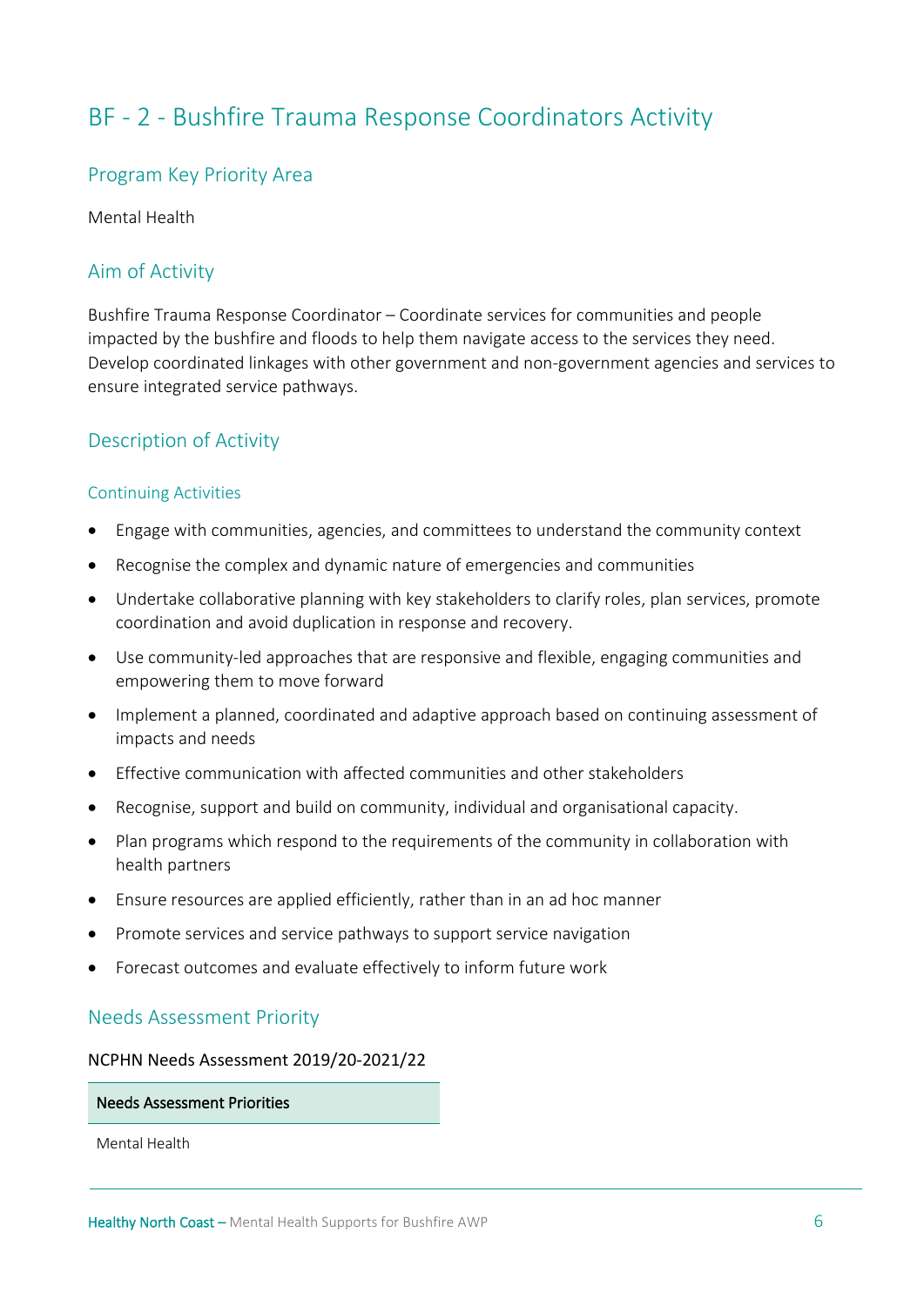# BF - 2 - Bushfire Trauma Response Coordinators Activity

## Program Key Priority Area

Mental Health

## Aim of Activity

Bushfire Trauma Response Coordinator – Coordinate services for communities and people impacted by the bushfire and floods to help them navigate access to the services they need. Develop coordinated linkages with other government and non-government agencies and services to ensure integrated service pathways.

## Description of Activity

### Continuing Activities

- Engage with communities, agencies, and committees to understand the community context
- Recognise the complex and dynamic nature of emergencies and communities
- Undertake collaborative planning with key stakeholders to clarify roles, plan services, promote coordination and avoid duplication in response and recovery.
- Use community-led approaches that are responsive and flexible, engaging communities and empowering them to move forward
- Implement a planned, coordinated and adaptive approach based on continuing assessment of impacts and needs
- Effective communication with affected communities and other stakeholders
- Recognise, support and build on community, individual and organisational capacity.
- Plan programs which respond to the requirements of the community in collaboration with health partners
- Ensure resources are applied efficiently, rather than in an ad hoc manner
- Promote services and service pathways to support service navigation
- Forecast outcomes and evaluate effectively to inform future work

## Needs Assessment Priority

NCPHN Needs Assessment 2019/20-2021/22

| Needs Assessment Priorities |
| --- |
| Mental Health |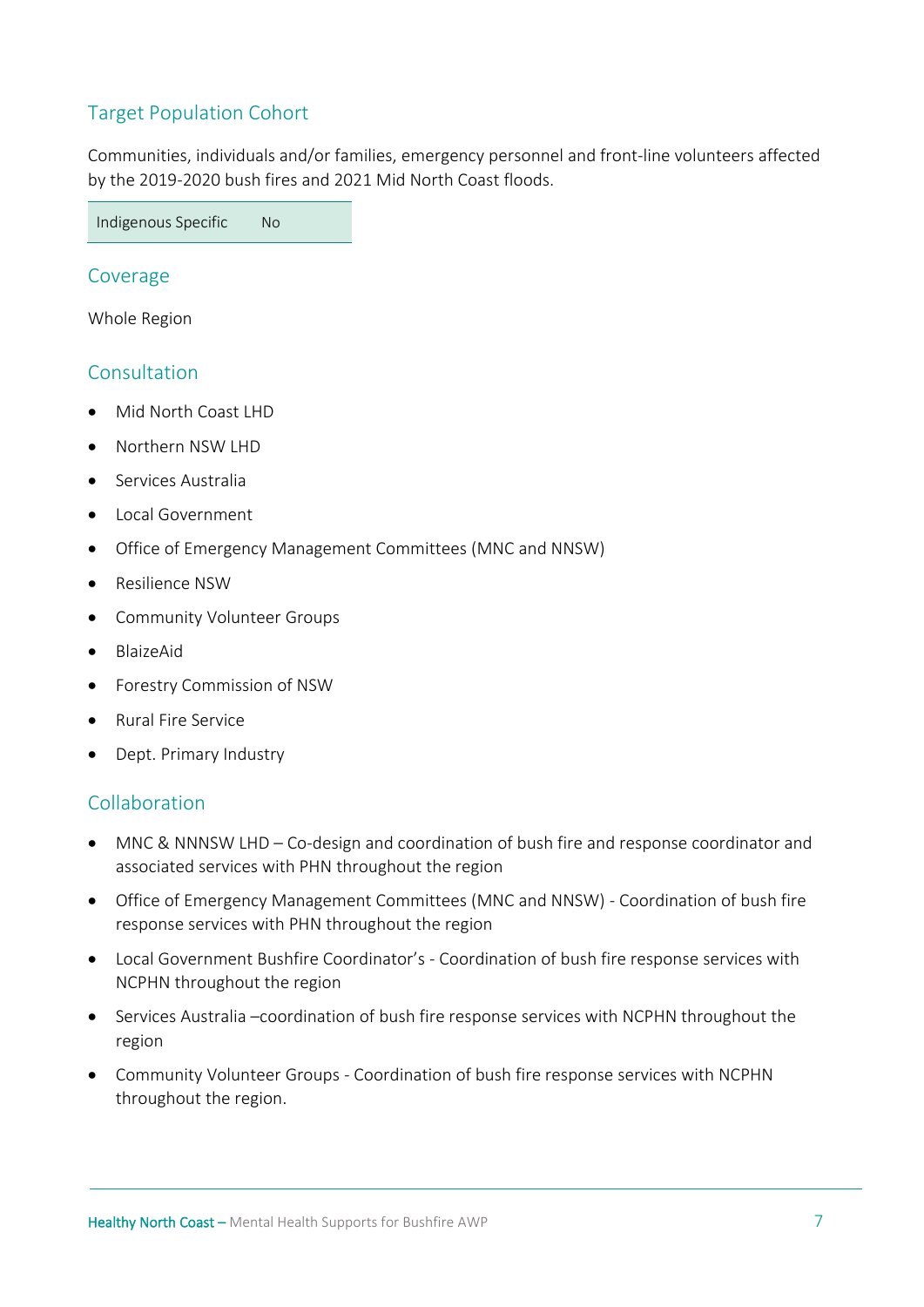## Target Population Cohort

Communities, individuals and/or families, emergency personnel and front-line volunteers affected by the 2019-2020 bush fires and 2021 Mid North Coast floods.

| Indigenous Specific | No |
|---|---|

## Coverage

Whole Region

## Consultation

- Mid North Coast LHD
- Northern NSW LHD
- Services Australia
- Local Government
- Office of Emergency Management Committees (MNC and NNSW)
- Resilience NSW
- Community Volunteer Groups
- BlaizeAid
- Forestry Commission of NSW
- Rural Fire Service
- Dept. Primary Industry

## Collaboration

- MNC & NNNSW LHD – Co-design and coordination of bush fire and response coordinator and associated services with PHN throughout the region
- Office of Emergency Management Committees (MNC and NNSW) - Coordination of bush fire response services with PHN throughout the region
- Local Government Bushfire Coordinator's - Coordination of bush fire response services with NCPHN throughout the region
- Services Australia –coordination of bush fire response services with NCPHN throughout the region
- Community Volunteer Groups - Coordination of bush fire response services with NCPHN throughout the region.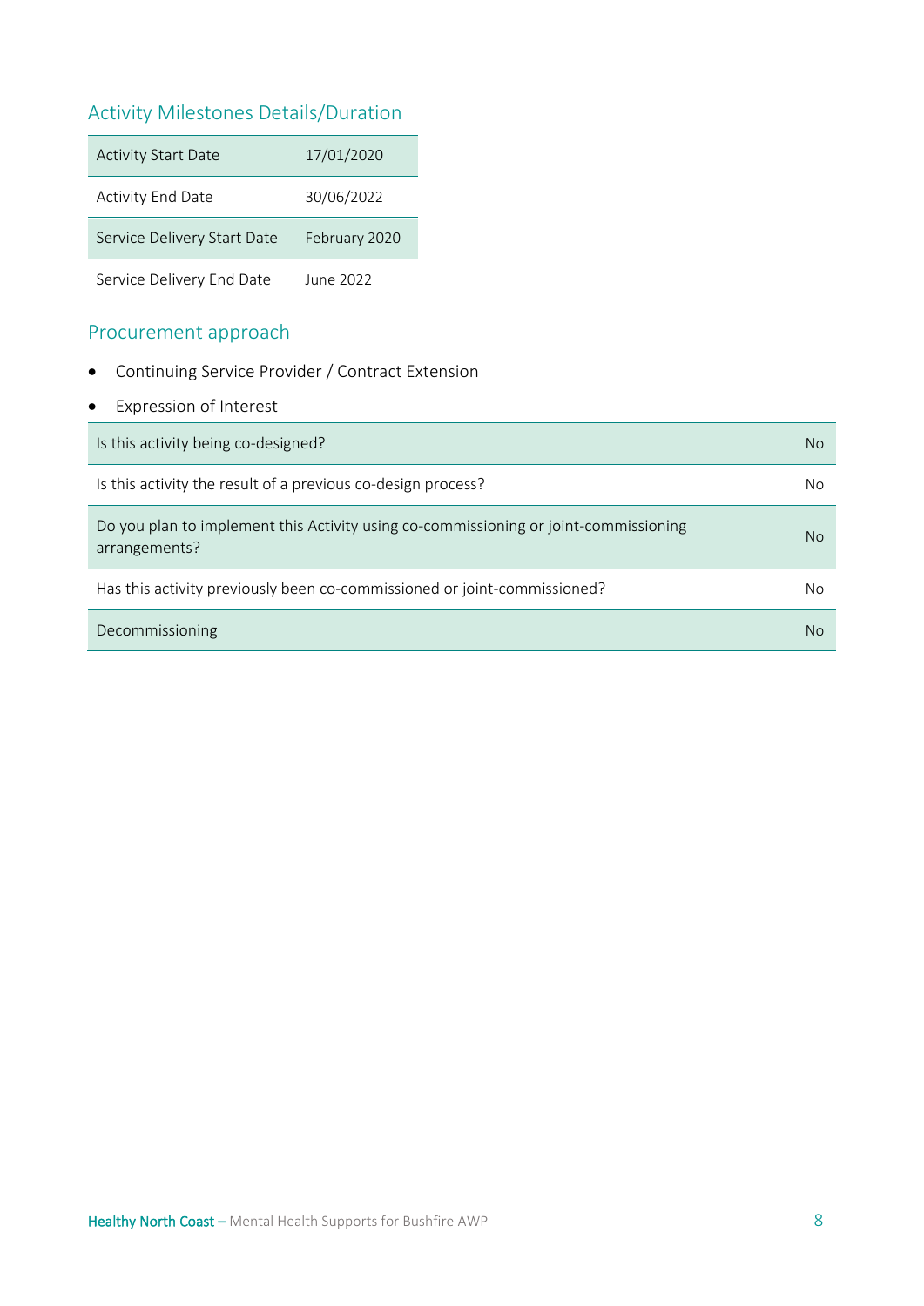## Activity Milestones Details/Duration

| | |
|---|---|
| Activity Start Date | 17/01/2020 |
| Activity End Date | 30/06/2022 |
| Service Delivery Start Date | February 2020 |
| Service Delivery End Date | June 2022 |

## Procurement approach

- Continuing Service Provider / Contract Extension
- Expression of Interest

| | |
|---|---|
| Is this activity being co-designed? | No |
| Is this activity the result of a previous co-design process? | No |
| Do you plan to implement this Activity using co-commissioning or joint-commissioning arrangements? | No |
| Has this activity previously been co-commissioned or joint-commissioned? | No |
| Decommissioning | No |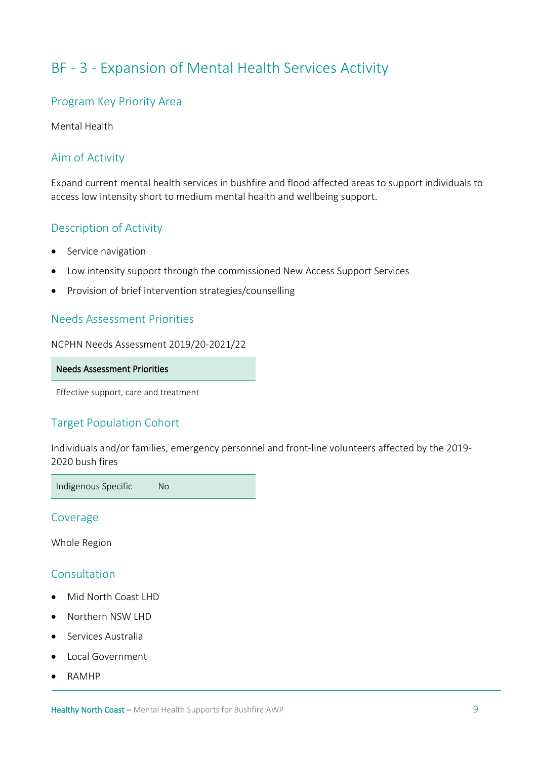# BF - 3 - Expansion of Mental Health Services Activity

## Program Key Priority Area

Mental Health

## Aim of Activity

Expand current mental health services in bushfire and flood affected areas to support individuals to access low intensity short to medium mental health and wellbeing support.

## Description of Activity

- Service navigation
- Low intensity support through the commissioned New Access Support Services
- Provision of brief intervention strategies/counselling

## Needs Assessment Priorities

NCPHN Needs Assessment 2019/20-2021/22

| Needs Assessment Priorities |
|---|
| Effective support, care and treatment |

## Target Population Cohort

Individuals and/or families, emergency personnel and front-line volunteers affected by the 2019-2020 bush fires

| Indigenous Specific | No |
|---|---|

## Coverage

Whole Region

## Consultation

- Mid North Coast LHD
- Northern NSW LHD
- Services Australia
- Local Government
- RAMHP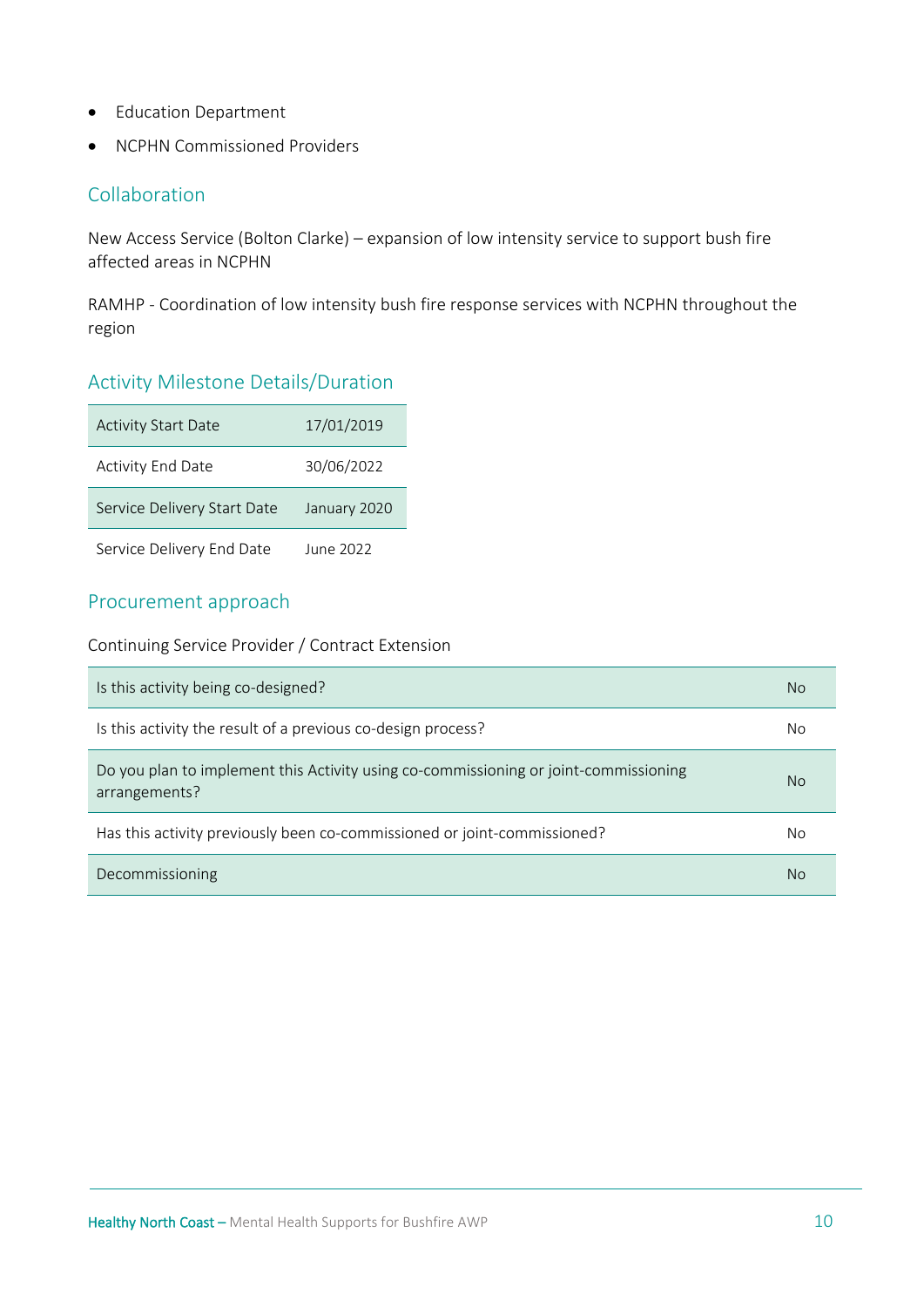- Education Department
- NCPHN Commissioned Providers

## Collaboration

New Access Service (Bolton Clarke) – expansion of low intensity service to support bush fire affected areas in NCPHN

RAMHP - Coordination of low intensity bush fire response services with NCPHN throughout the region

## Activity Milestone Details/Duration

| | |
|---|---|
| Activity Start Date | 17/01/2019 |
| Activity End Date | 30/06/2022 |
| Service Delivery Start Date | January 2020 |
| Service Delivery End Date | June 2022 |

## Procurement approach

Continuing Service Provider / Contract Extension

| | |
|---|---|
| Is this activity being co-designed? | No |
| Is this activity the result of a previous co-design process? | No |
| Do you plan to implement this Activity using co-commissioning or joint-commissioning arrangements? | No |
| Has this activity previously been co-commissioned or joint-commissioned? | No |
| Decommissioning | No |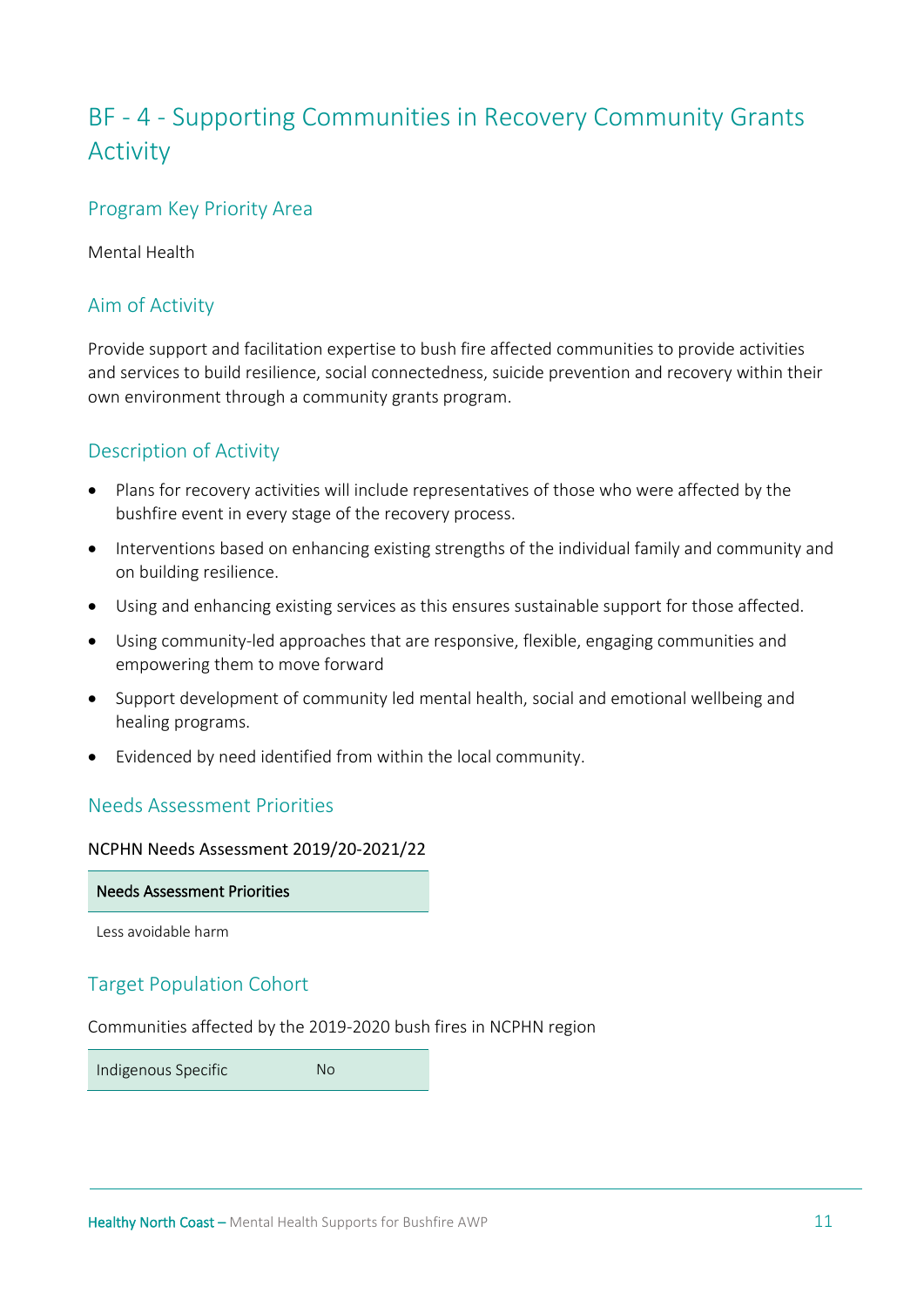# BF - 4 - Supporting Communities in Recovery Community Grants Activity

## Program Key Priority Area

Mental Health

## Aim of Activity

Provide support and facilitation expertise to bush fire affected communities to provide activities and services to build resilience, social connectedness, suicide prevention and recovery within their own environment through a community grants program.

## Description of Activity

- Plans for recovery activities will include representatives of those who were affected by the bushfire event in every stage of the recovery process.
- Interventions based on enhancing existing strengths of the individual family and community and on building resilience.
- Using and enhancing existing services as this ensures sustainable support for those affected.
- Using community-led approaches that are responsive, flexible, engaging communities and empowering them to move forward
- Support development of community led mental health, social and emotional wellbeing and healing programs.
- Evidenced by need identified from within the local community.

## Needs Assessment Priorities

NCPHN Needs Assessment 2019/20-2021/22

| Needs Assessment Priorities |
|---|
| Less avoidable harm |

## Target Population Cohort

Communities affected by the 2019-2020 bush fires in NCPHN region

| Indigenous Specific | No |
|---|---|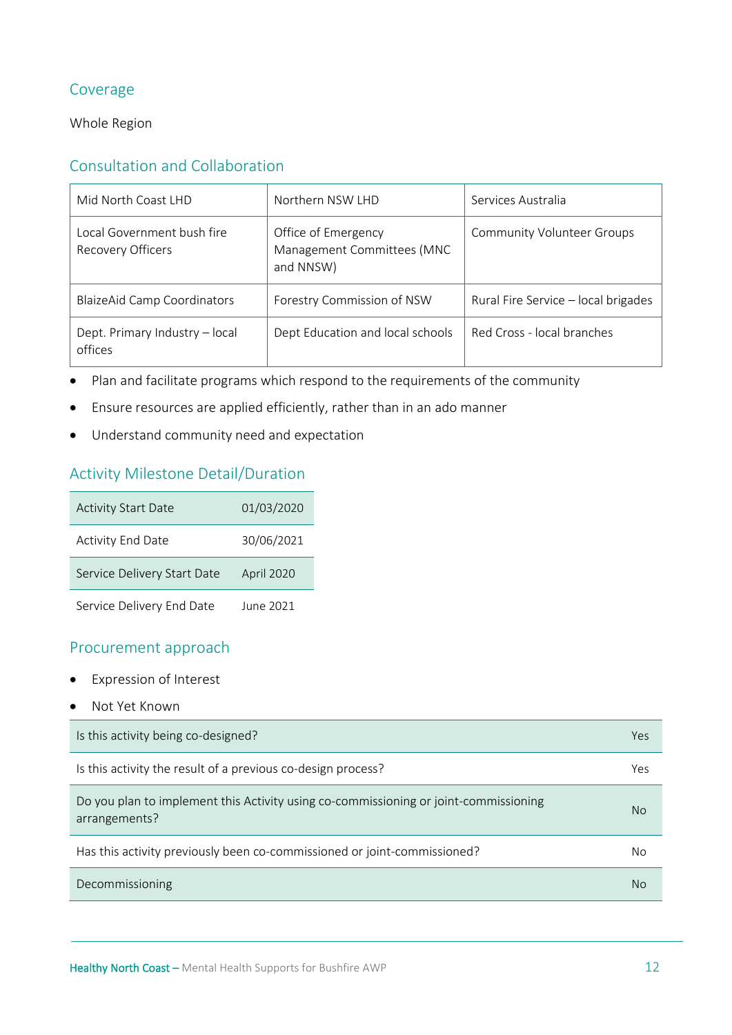## Coverage

Whole Region

## Consultation and Collaboration

| | | |
|---|---|---|
| Mid North Coast LHD | Northern NSW LHD | Services Australia |
| Local Government bush fire Recovery Officers | Office of Emergency Management Committees (MNC and NNSW) | Community Volunteer Groups |
| BlaizeAid Camp Coordinators | Forestry Commission of NSW | Rural Fire Service – local brigades |
| Dept. Primary Industry – local offices | Dept Education and local schools | Red Cross - local branches |

- Plan and facilitate programs which respond to the requirements of the community
- Ensure resources are applied efficiently, rather than in an ado manner
- Understand community need and expectation

## Activity Milestone Detail/Duration

| | |
|---|---|
| Activity Start Date | 01/03/2020 |
| Activity End Date | 30/06/2021 |
| Service Delivery Start Date | April 2020 |
| Service Delivery End Date | June 2021 |

## Procurement approach

- Expression of Interest
- Not Yet Known

| | |
|---|---|
| Is this activity being co-designed? | Yes |
| Is this activity the result of a previous co-design process? | Yes |
| Do you plan to implement this Activity using co-commissioning or joint-commissioning arrangements? | No |
| Has this activity previously been co-commissioned or joint-commissioned? | No |
| Decommissioning | No |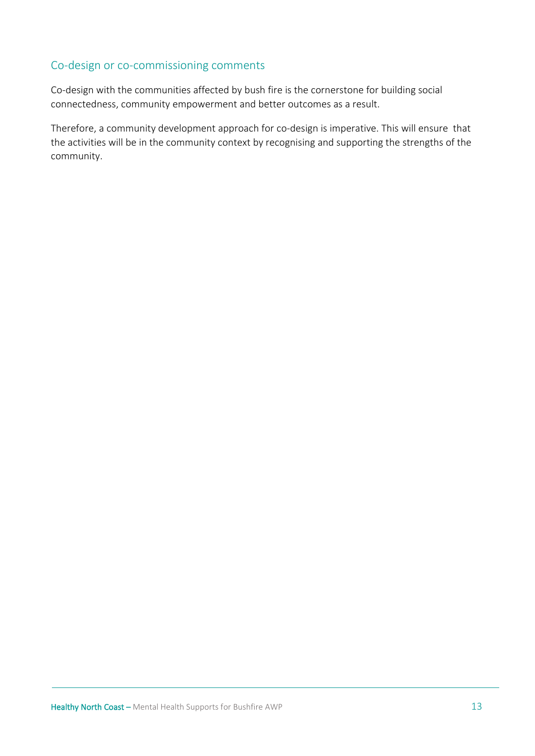## Co-design or co-commissioning comments

Co-design with the communities affected by bush fire is the cornerstone for building social connectedness, community empowerment and better outcomes as a result.

Therefore, a community development approach for co-design is imperative. This will ensure that the activities will be in the community context by recognising and supporting the strengths of the community.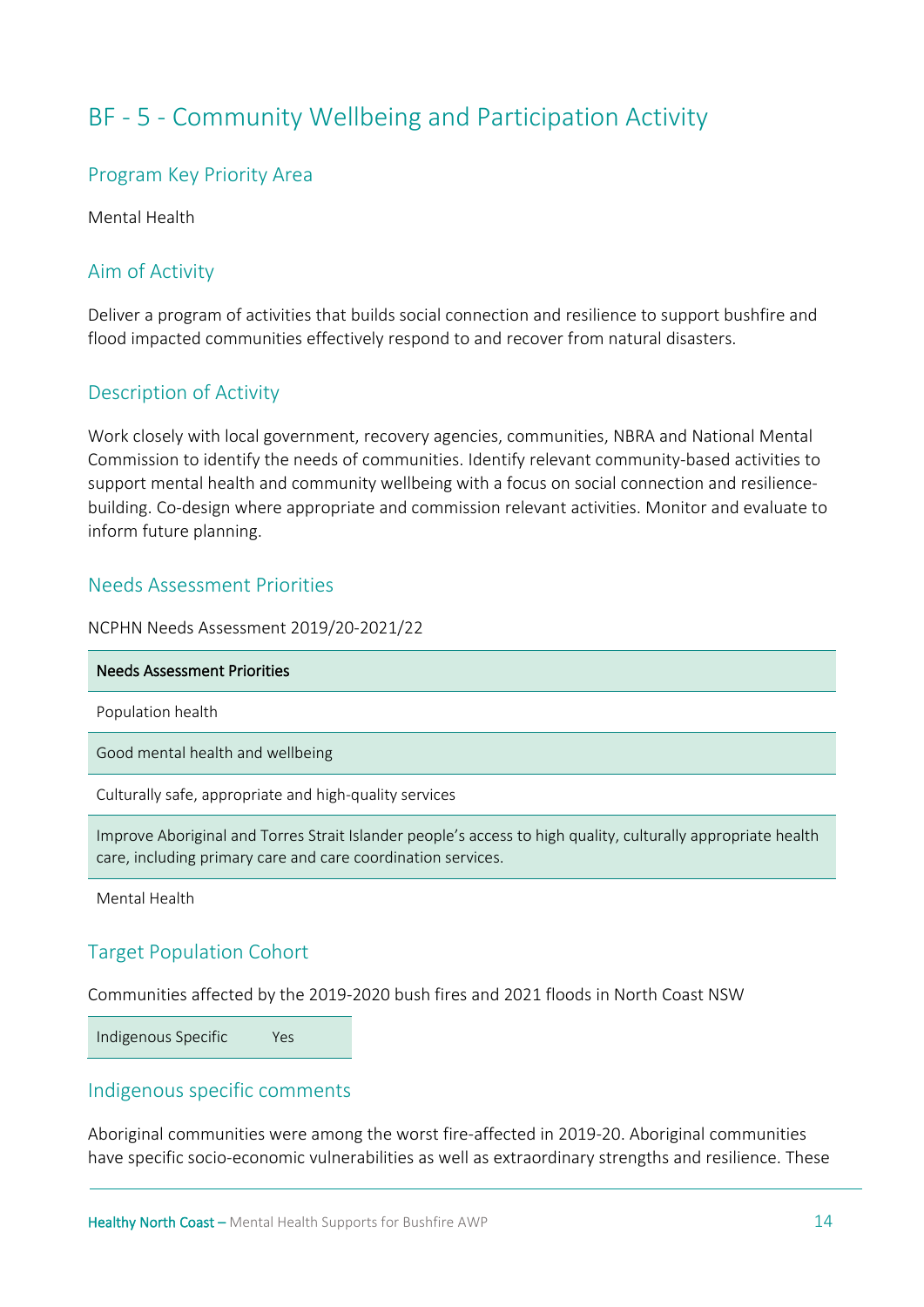# BF - 5 - Community Wellbeing and Participation Activity

## Program Key Priority Area

Mental Health

## Aim of Activity

Deliver a program of activities that builds social connection and resilience to support bushfire and flood impacted communities effectively respond to and recover from natural disasters.

## Description of Activity

Work closely with local government, recovery agencies, communities, NBRA and National Mental Commission to identify the needs of communities. Identify relevant community-based activities to support mental health and community wellbeing with a focus on social connection and resilience-building. Co-design where appropriate and commission relevant activities. Monitor and evaluate to inform future planning.

## Needs Assessment Priorities

NCPHN Needs Assessment 2019/20-2021/22

| Needs Assessment Priorities |
|---|
| Population health |
| Good mental health and wellbeing |
| Culturally safe, appropriate and high-quality services |
| Improve Aboriginal and Torres Strait Islander people's access to high quality, culturally appropriate health care, including primary care and care coordination services. |
| Mental Health |

## Target Population Cohort

Communities affected by the 2019-2020 bush fires and 2021 floods in North Coast NSW

| Indigenous Specific | Yes |
|---|---|

## Indigenous specific comments

Aboriginal communities were among the worst fire-affected in 2019-20. Aboriginal communities have specific socio-economic vulnerabilities as well as extraordinary strengths and resilience. These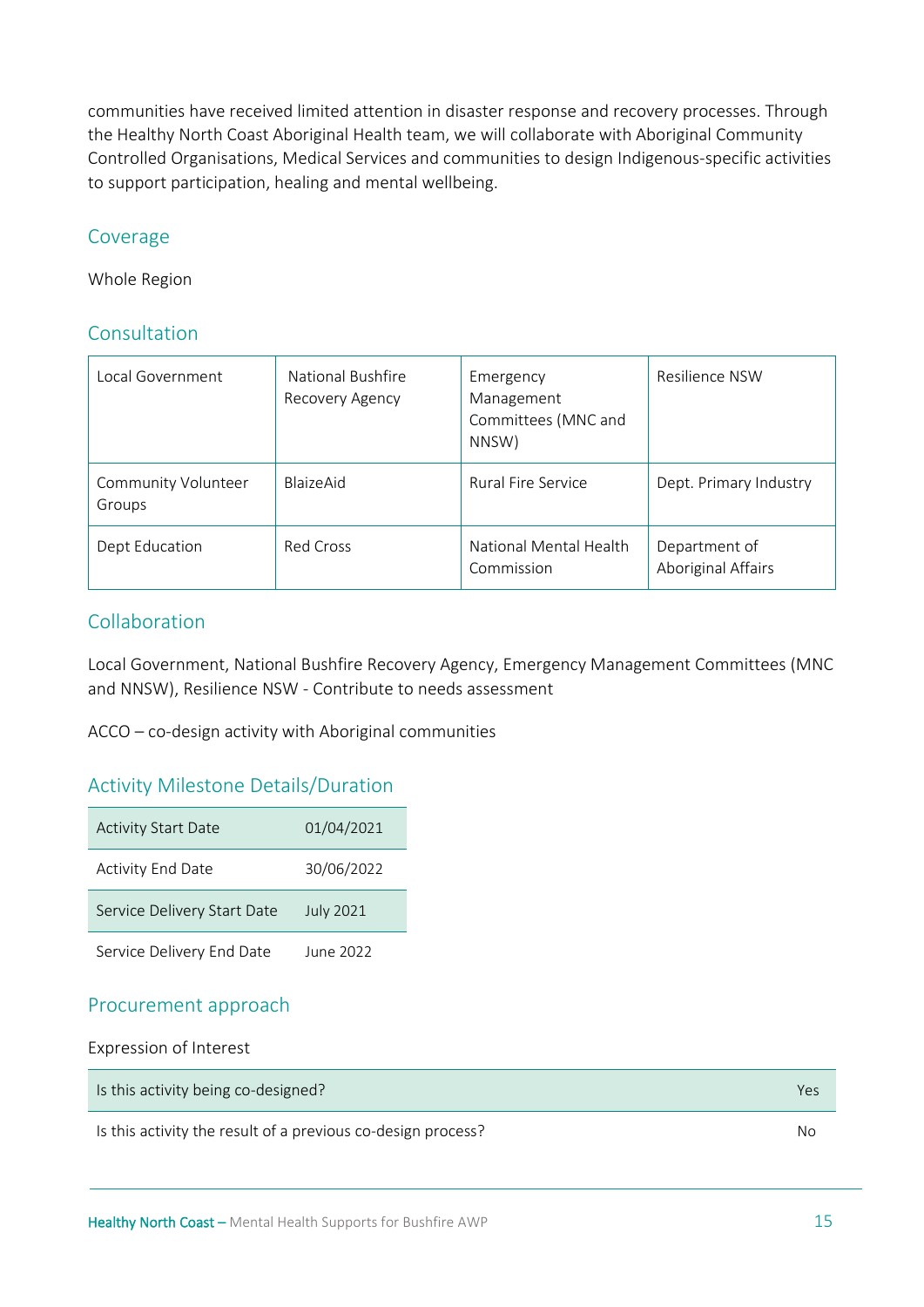communities have received limited attention in disaster response and recovery processes. Through the Healthy North Coast Aboriginal Health team, we will collaborate with Aboriginal Community Controlled Organisations, Medical Services and communities to design Indigenous-specific activities to support participation, healing and mental wellbeing.

## Coverage

Whole Region

## Consultation

| | | | |
|---|---|---|---|
| Local Government | National Bushfire Recovery Agency | Emergency Management Committees (MNC and NNSW) | Resilience NSW |
| Community Volunteer Groups | BlaizeAid | Rural Fire Service | Dept. Primary Industry |
| Dept Education | Red Cross | National Mental Health Commission | Department of Aboriginal Affairs |

## Collaboration

Local Government, National Bushfire Recovery Agency, Emergency Management Committees (MNC and NNSW), Resilience NSW - Contribute to needs assessment

ACCO – co-design activity with Aboriginal communities

## Activity Milestone Details/Duration

| | |
|---|---|
| Activity Start Date | 01/04/2021 |
| Activity End Date | 30/06/2022 |
| Service Delivery Start Date | July 2021 |
| Service Delivery End Date | June 2022 |

## Procurement approach

Expression of Interest

| | |
|---|---|
| Is this activity being co-designed? | Yes |
| Is this activity the result of a previous co-design process? | No |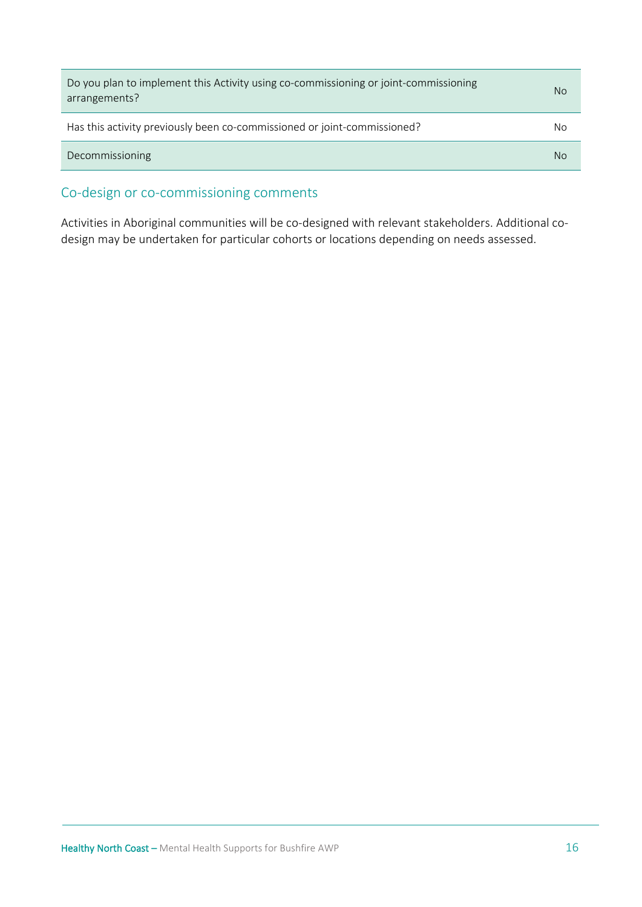| | |
|---|---|
| Do you plan to implement this Activity using co-commissioning or joint-commissioning arrangements? | No |
| Has this activity previously been co-commissioned or joint-commissioned? | No |
| Decommissioning | No |

## Co-design or co-commissioning comments

Activities in Aboriginal communities will be co-designed with relevant stakeholders. Additional co-design may be undertaken for particular cohorts or locations depending on needs assessed.